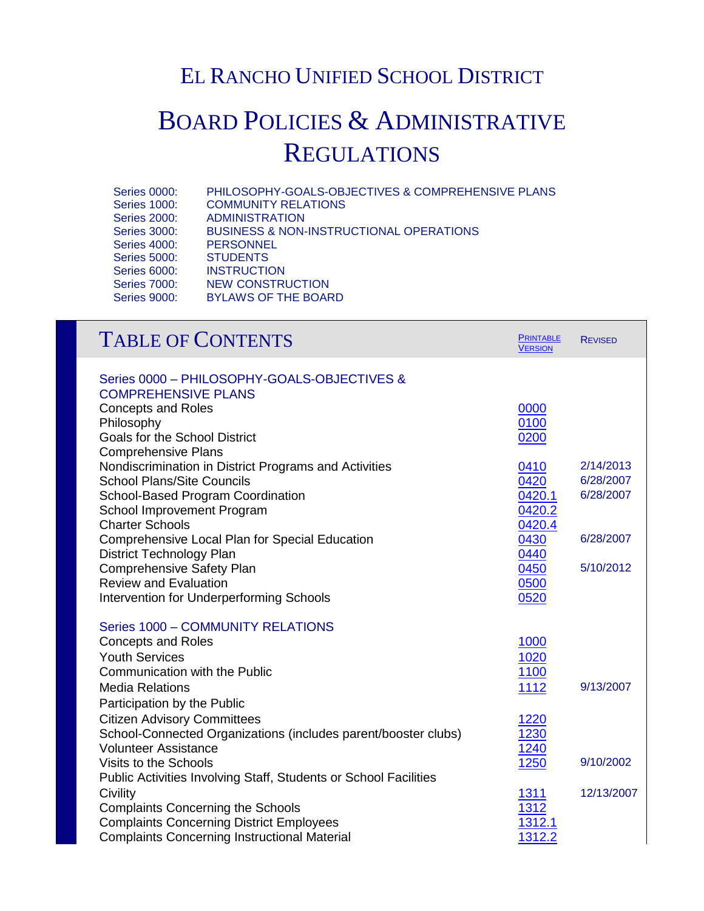# El Rancho Unified School District

# Board Policies & Administrative Regulations

Series 0000: PHILOSOPHY-GOALS-OBJECTIVES & COMPREHENSIVE PLANS
Series 1000: COMMUNITY RELATIONS
Series 2000: ADMINISTRATION
Series 3000: BUSINESS & NON-INSTRUCTIONAL OPERATIONS
Series 4000: PERSONNEL
Series 5000: STUDENTS
Series 6000: INSTRUCTION
Series 7000: NEW CONSTRUCTION
Series 9000: BYLAWS OF THE BOARD

## Table of Contents

| | Printable Version | Revised |
|---|---|---|
| **Series 0000 – PHILOSOPHY-GOALS-OBJECTIVES & COMPREHENSIVE PLANS** | | |
| Concepts and Roles | 0000 | |
| Philosophy | 0100 | |
| Goals for the School District | 0200 | |
| Comprehensive Plans | | |
| Nondiscrimination in District Programs and Activities | 0410 | 2/14/2013 |
| School Plans/Site Councils | 0420 | 6/28/2007 |
| School-Based Program Coordination | 0420.1 | 6/28/2007 |
| School Improvement Program | 0420.2 | |
| Charter Schools | 0420.4 | |
| Comprehensive Local Plan for Special Education | 0430 | 6/28/2007 |
| District Technology Plan | 0440 | |
| Comprehensive Safety Plan | 0450 | 5/10/2012 |
| Review and Evaluation | 0500 | |
| Intervention for Underperforming Schools | 0520 | |
| **Series 1000 – COMMUNITY RELATIONS** | | |
| Concepts and Roles | 1000 | |
| Youth Services | 1020 | |
| Communication with the Public | 1100 | |
| Media Relations | 1112 | 9/13/2007 |
| Participation by the Public | | |
| Citizen Advisory Committees | 1220 | |
| School-Connected Organizations (includes parent/booster clubs) | 1230 | |
| Volunteer Assistance | 1240 | |
| Visits to the Schools | 1250 | 9/10/2002 |
| Public Activities Involving Staff, Students or School Facilities | | |
| Civility | 1311 | 12/13/2007 |
| Complaints Concerning the Schools | 1312 | |
| Complaints Concerning District Employees | 1312.1 | |
| Complaints Concerning Instructional Material | 1312.2 | |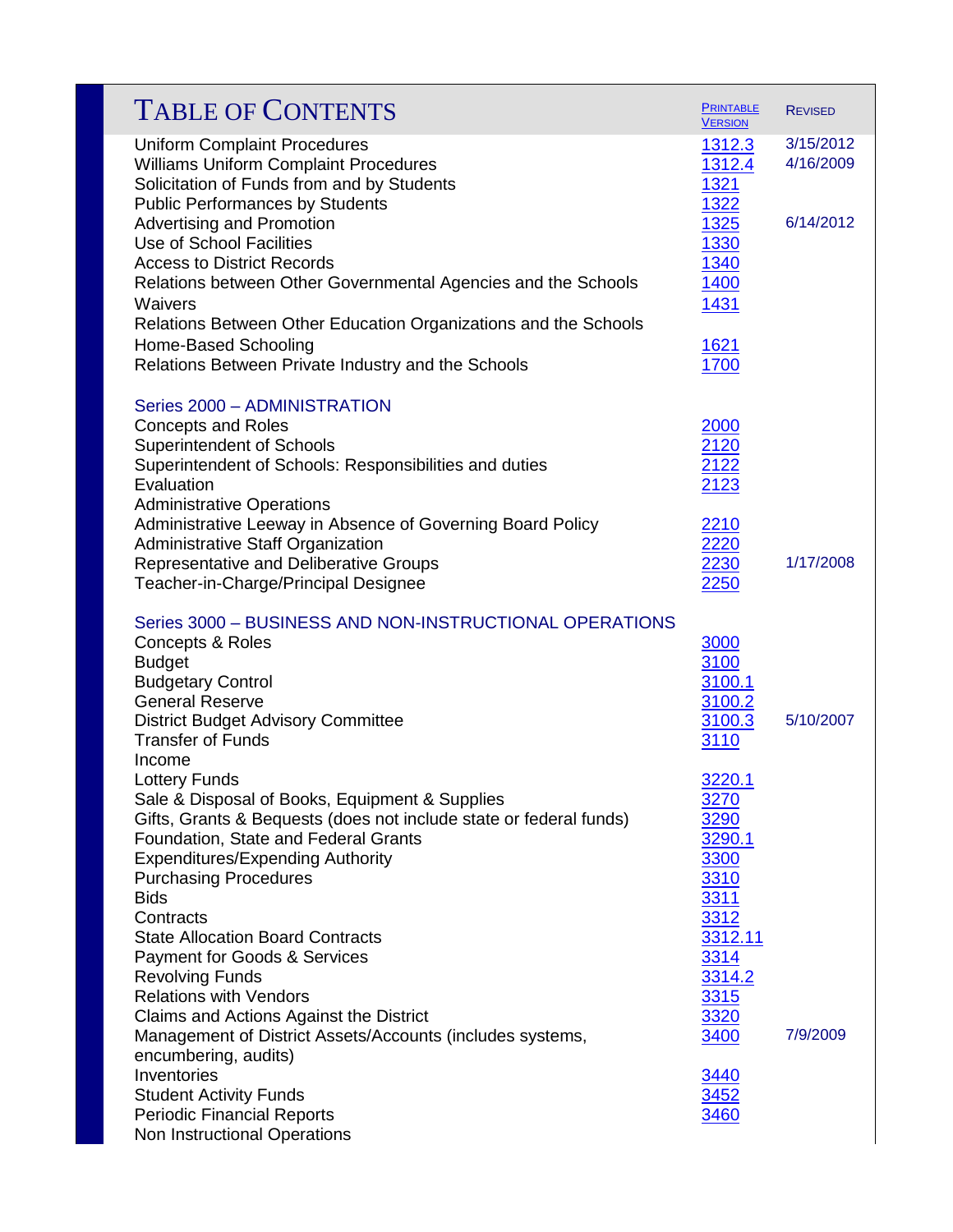# Table of Contents

| | Printable Version | Revised |
|---|---|---|
| Uniform Complaint Procedures | 1312.3 | 3/15/2012 |
| Williams Uniform Complaint Procedures | 1312.4 | 4/16/2009 |
| Solicitation of Funds from and by Students | 1321 | |
| Public Performances by Students | 1322 | |
| Advertising and Promotion | 1325 | 6/14/2012 |
| Use of School Facilities | 1330 | |
| Access to District Records | 1340 | |
| Relations between Other Governmental Agencies and the Schools | 1400 | |
| Waivers | 1431 | |
| Relations Between Other Education Organizations and the Schools | | |
| Home-Based Schooling | 1621 | |
| Relations Between Private Industry and the Schools | 1700 | |
| **Series 2000 – ADMINISTRATION** | | |
| Concepts and Roles | 2000 | |
| Superintendent of Schools | 2120 | |
| Superintendent of Schools: Responsibilities and duties | 2122 | |
| Evaluation | 2123 | |
| Administrative Operations | | |
| Administrative Leeway in Absence of Governing Board Policy | 2210 | |
| Administrative Staff Organization | 2220 | |
| Representative and Deliberative Groups | 2230 | 1/17/2008 |
| Teacher-in-Charge/Principal Designee | 2250 | |
| **Series 3000 – BUSINESS AND NON-INSTRUCTIONAL OPERATIONS** | | |
| Concepts & Roles | 3000 | |
| Budget | 3100 | |
| Budgetary Control | 3100.1 | |
| General Reserve | 3100.2 | |
| District Budget Advisory Committee | 3100.3 | 5/10/2007 |
| Transfer of Funds | 3110 | |
| Income | | |
| Lottery Funds | 3220.1 | |
| Sale & Disposal of Books, Equipment & Supplies | 3270 | |
| Gifts, Grants & Bequests (does not include state or federal funds) | 3290 | |
| Foundation, State and Federal Grants | 3290.1 | |
| Expenditures/Expending Authority | 3300 | |
| Purchasing Procedures | 3310 | |
| Bids | 3311 | |
| Contracts | 3312 | |
| State Allocation Board Contracts | 3312.11 | |
| Payment for Goods & Services | 3314 | |
| Revolving Funds | 3314.2 | |
| Relations with Vendors | 3315 | |
| Claims and Actions Against the District | 3320 | |
| Management of District Assets/Accounts (includes systems, encumbering, audits) | 3400 | 7/9/2009 |
| Inventories | 3440 | |
| Student Activity Funds | 3452 | |
| Periodic Financial Reports | 3460 | |
| Non Instructional Operations | | |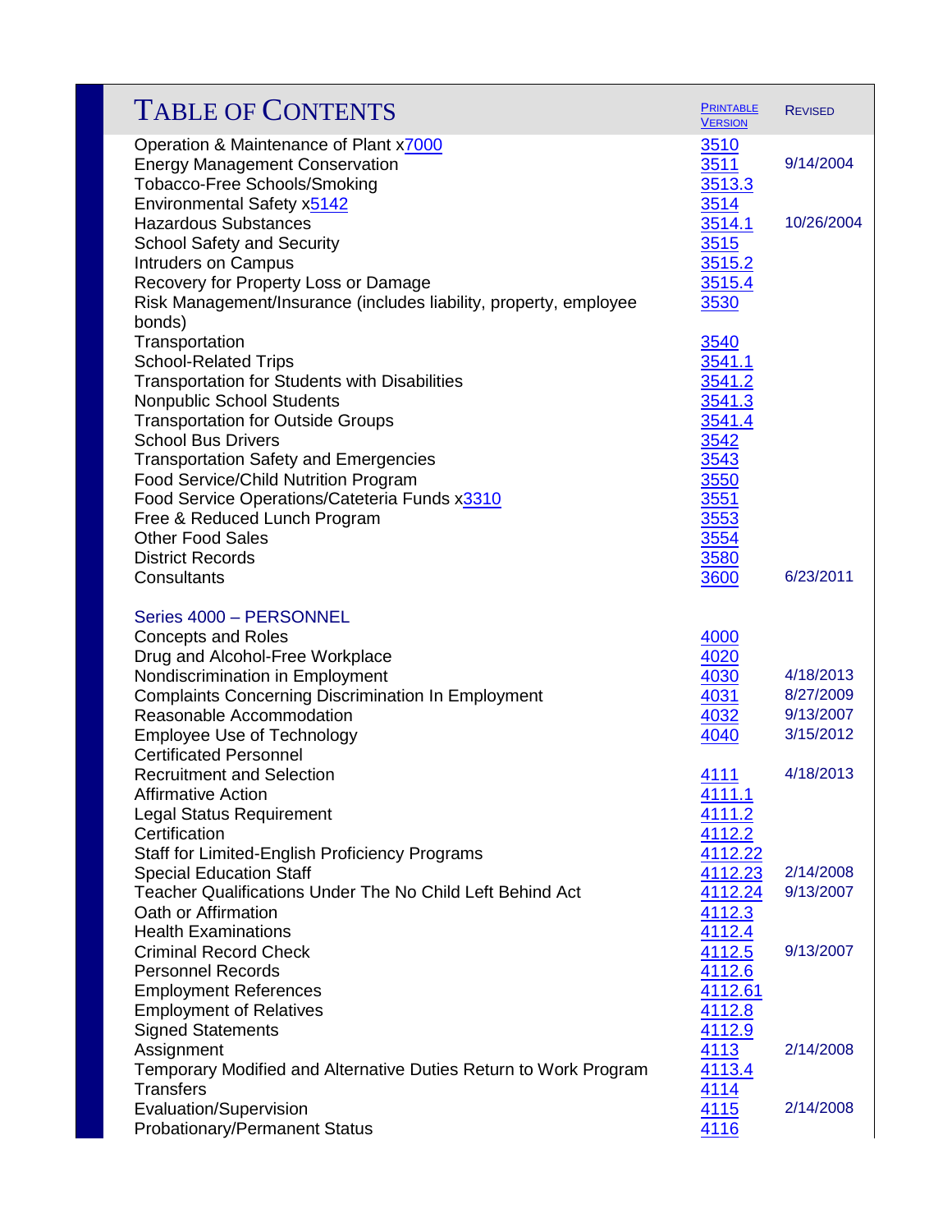| Table of Contents | Printable Version | Revised |
|---|---|---|
| Operation & Maintenance of Plant x7000 | 3510 | |
| Energy Management Conservation | 3511 | 9/14/2004 |
| Tobacco-Free Schools/Smoking | 3513.3 | |
| Environmental Safety x5142 | 3514 | |
| Hazardous Substances | 3514.1 | 10/26/2004 |
| School Safety and Security | 3515 | |
| Intruders on Campus | 3515.2 | |
| Recovery for Property Loss or Damage | 3515.4 | |
| Risk Management/Insurance (includes liability, property, employee bonds) | 3530 | |
| Transportation | 3540 | |
| School-Related Trips | 3541.1 | |
| Transportation for Students with Disabilities | 3541.2 | |
| Nonpublic School Students | 3541.3 | |
| Transportation for Outside Groups | 3541.4 | |
| School Bus Drivers | 3542 | |
| Transportation Safety and Emergencies | 3543 | |
| Food Service/Child Nutrition Program | 3550 | |
| Food Service Operations/Cateteria Funds x3310 | 3551 | |
| Free & Reduced Lunch Program | 3553 | |
| Other Food Sales | 3554 | |
| District Records | 3580 | |
| Consultants | 3600 | 6/23/2011 |
| **Series 4000 – PERSONNEL** | | |
| Concepts and Roles | 4000 | |
| Drug and Alcohol-Free Workplace | 4020 | |
| Nondiscrimination in Employment | 4030 | 4/18/2013 |
| Complaints Concerning Discrimination In Employment | 4031 | 8/27/2009 |
| Reasonable Accommodation | 4032 | 9/13/2007 |
| Employee Use of Technology | 4040 | 3/15/2012 |
| Certificated Personnel | | |
| Recruitment and Selection | 4111 | 4/18/2013 |
| Affirmative Action | 4111.1 | |
| Legal Status Requirement | 4111.2 | |
| Certification | 4112.2 | |
| Staff for Limited-English Proficiency Programs | 4112.22 | |
| Special Education Staff | 4112.23 | 2/14/2008 |
| Teacher Qualifications Under The No Child Left Behind Act | 4112.24 | 9/13/2007 |
| Oath or Affirmation | 4112.3 | |
| Health Examinations | 4112.4 | |
| Criminal Record Check | 4112.5 | 9/13/2007 |
| Personnel Records | 4112.6 | |
| Employment References | 4112.61 | |
| Employment of Relatives | 4112.8 | |
| Signed Statements | 4112.9 | |
| Assignment | 4113 | 2/14/2008 |
| Temporary Modified and Alternative Duties Return to Work Program | 4113.4 | |
| Transfers | 4114 | |
| Evaluation/Supervision | 4115 | 2/14/2008 |
| Probationary/Permanent Status | 4116 | |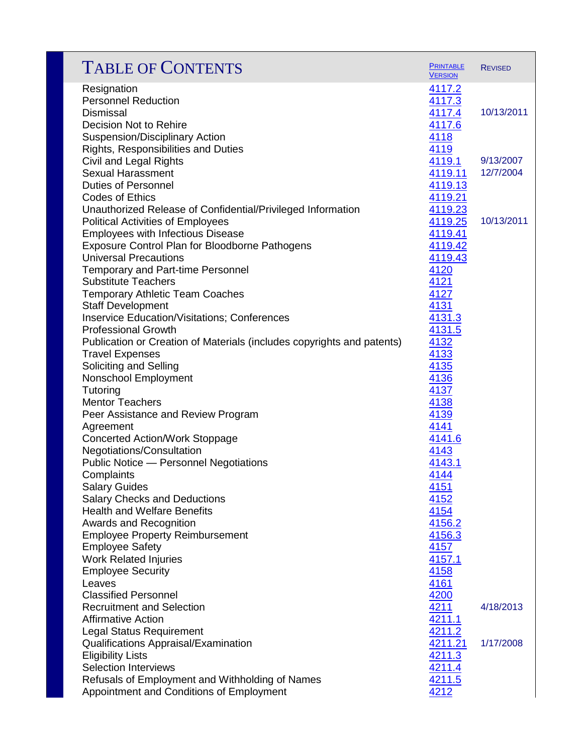# TABLE OF CONTENTS

| | Printable Version | Revised |
|---|---|---|
| Resignation | 4117.2 | |
| Personnel Reduction | 4117.3 | |
| Dismissal | 4117.4 | 10/13/2011 |
| Decision Not to Rehire | 4117.6 | |
| Suspension/Disciplinary Action | 4118 | |
| Rights, Responsibilities and Duties | 4119 | |
| Civil and Legal Rights | 4119.1 | 9/13/2007 |
| Sexual Harassment | 4119.11 | 12/7/2004 |
| Duties of Personnel | 4119.13 | |
| Codes of Ethics | 4119.21 | |
| Unauthorized Release of Confidential/Privileged Information | 4119.23 | |
| Political Activities of Employees | 4119.25 | 10/13/2011 |
| Employees with Infectious Disease | 4119.41 | |
| Exposure Control Plan for Bloodborne Pathogens | 4119.42 | |
| Universal Precautions | 4119.43 | |
| Temporary and Part-time Personnel | 4120 | |
| Substitute Teachers | 4121 | |
| Temporary Athletic Team Coaches | 4127 | |
| Staff Development | 4131 | |
| Inservice Education/Visitations; Conferences | 4131.3 | |
| Professional Growth | 4131.5 | |
| Publication or Creation of Materials (includes copyrights and patents) | 4132 | |
| Travel Expenses | 4133 | |
| Soliciting and Selling | 4135 | |
| Nonschool Employment | 4136 | |
| Tutoring | 4137 | |
| Mentor Teachers | 4138 | |
| Peer Assistance and Review Program | 4139 | |
| Agreement | 4141 | |
| Concerted Action/Work Stoppage | 4141.6 | |
| Negotiations/Consultation | 4143 | |
| Public Notice — Personnel Negotiations | 4143.1 | |
| Complaints | 4144 | |
| Salary Guides | 4151 | |
| Salary Checks and Deductions | 4152 | |
| Health and Welfare Benefits | 4154 | |
| Awards and Recognition | 4156.2 | |
| Employee Property Reimbursement | 4156.3 | |
| Employee Safety | 4157 | |
| Work Related Injuries | 4157.1 | |
| Employee Security | 4158 | |
| Leaves | 4161 | |
| Classified Personnel | 4200 | |
| Recruitment and Selection | 4211 | 4/18/2013 |
| Affirmative Action | 4211.1 | |
| Legal Status Requirement | 4211.2 | |
| Qualifications Appraisal/Examination | 4211.21 | 1/17/2008 |
| Eligibility Lists | 4211.3 | |
| Selection Interviews | 4211.4 | |
| Refusals of Employment and Withholding of Names | 4211.5 | |
| Appointment and Conditions of Employment | 4212 | |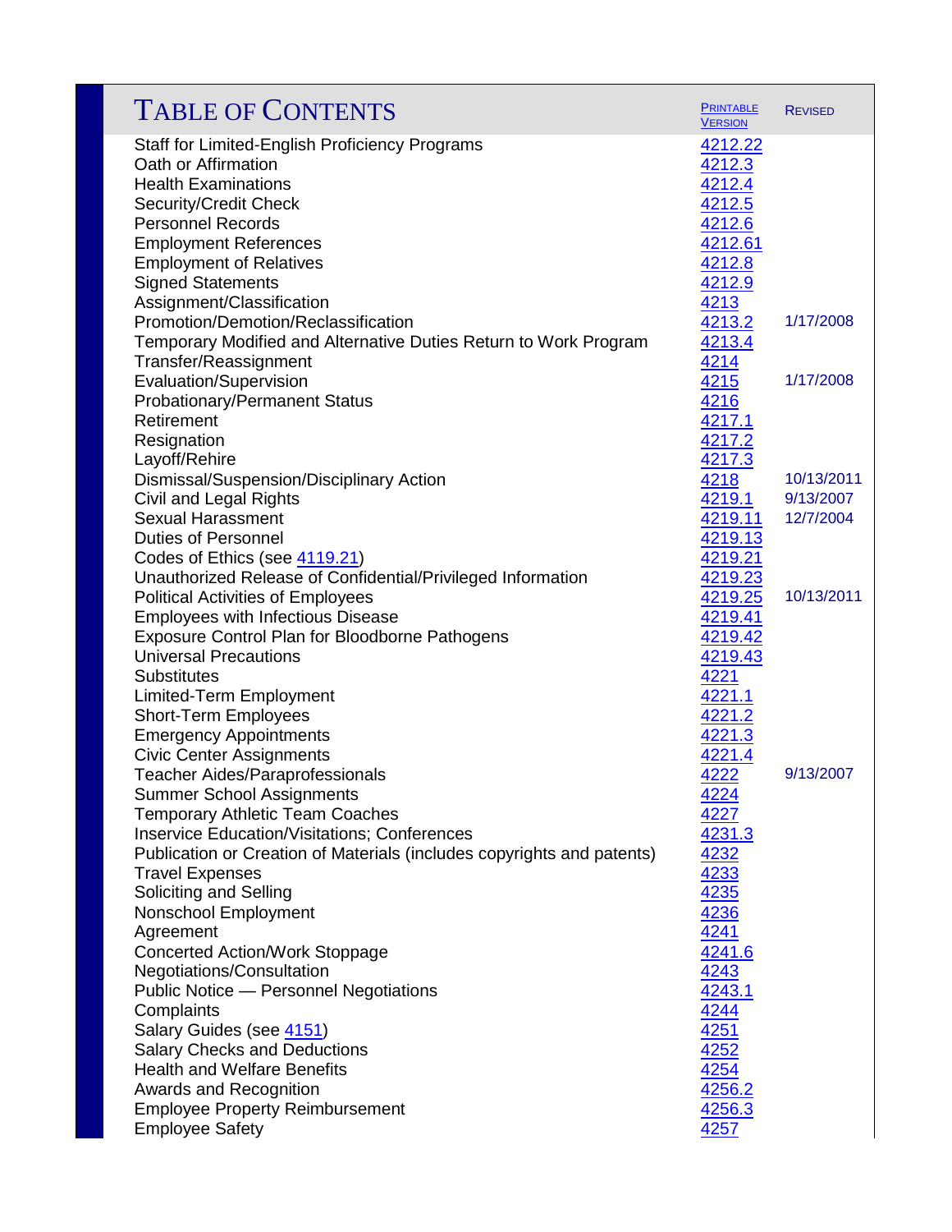# TABLE OF CONTENTS

| | PRINTABLE VERSION | REVISED |
|---|---|---|
| Staff for Limited-English Proficiency Programs | 4212.22 | |
| Oath or Affirmation | 4212.3 | |
| Health Examinations | 4212.4 | |
| Security/Credit Check | 4212.5 | |
| Personnel Records | 4212.6 | |
| Employment References | 4212.61 | |
| Employment of Relatives | 4212.8 | |
| Signed Statements | 4212.9 | |
| Assignment/Classification | 4213 | |
| Promotion/Demotion/Reclassification | 4213.2 | 1/17/2008 |
| Temporary Modified and Alternative Duties Return to Work Program | 4213.4 | |
| Transfer/Reassignment | 4214 | |
| Evaluation/Supervision | 4215 | 1/17/2008 |
| Probationary/Permanent Status | 4216 | |
| Retirement | 4217.1 | |
| Resignation | 4217.2 | |
| Layoff/Rehire | 4217.3 | |
| Dismissal/Suspension/Disciplinary Action | 4218 | 10/13/2011 |
| Civil and Legal Rights | 4219.1 | 9/13/2007 |
| Sexual Harassment | 4219.11 | 12/7/2004 |
| Duties of Personnel | 4219.13 | |
| Codes of Ethics (see 4119.21) | 4219.21 | |
| Unauthorized Release of Confidential/Privileged Information | 4219.23 | |
| Political Activities of Employees | 4219.25 | 10/13/2011 |
| Employees with Infectious Disease | 4219.41 | |
| Exposure Control Plan for Bloodborne Pathogens | 4219.42 | |
| Universal Precautions | 4219.43 | |
| Substitutes | 4221 | |
| Limited-Term Employment | 4221.1 | |
| Short-Term Employees | 4221.2 | |
| Emergency Appointments | 4221.3 | |
| Civic Center Assignments | 4221.4 | |
| Teacher Aides/Paraprofessionals | 4222 | 9/13/2007 |
| Summer School Assignments | 4224 | |
| Temporary Athletic Team Coaches | 4227 | |
| Inservice Education/Visitations; Conferences | 4231.3 | |
| Publication or Creation of Materials (includes copyrights and patents) | 4232 | |
| Travel Expenses | 4233 | |
| Soliciting and Selling | 4235 | |
| Nonschool Employment | 4236 | |
| Agreement | 4241 | |
| Concerted Action/Work Stoppage | 4241.6 | |
| Negotiations/Consultation | 4243 | |
| Public Notice — Personnel Negotiations | 4243.1 | |
| Complaints | 4244 | |
| Salary Guides (see 4151) | 4251 | |
| Salary Checks and Deductions | 4252 | |
| Health and Welfare Benefits | 4254 | |
| Awards and Recognition | 4256.2 | |
| Employee Property Reimbursement | 4256.3 | |
| Employee Safety | 4257 | |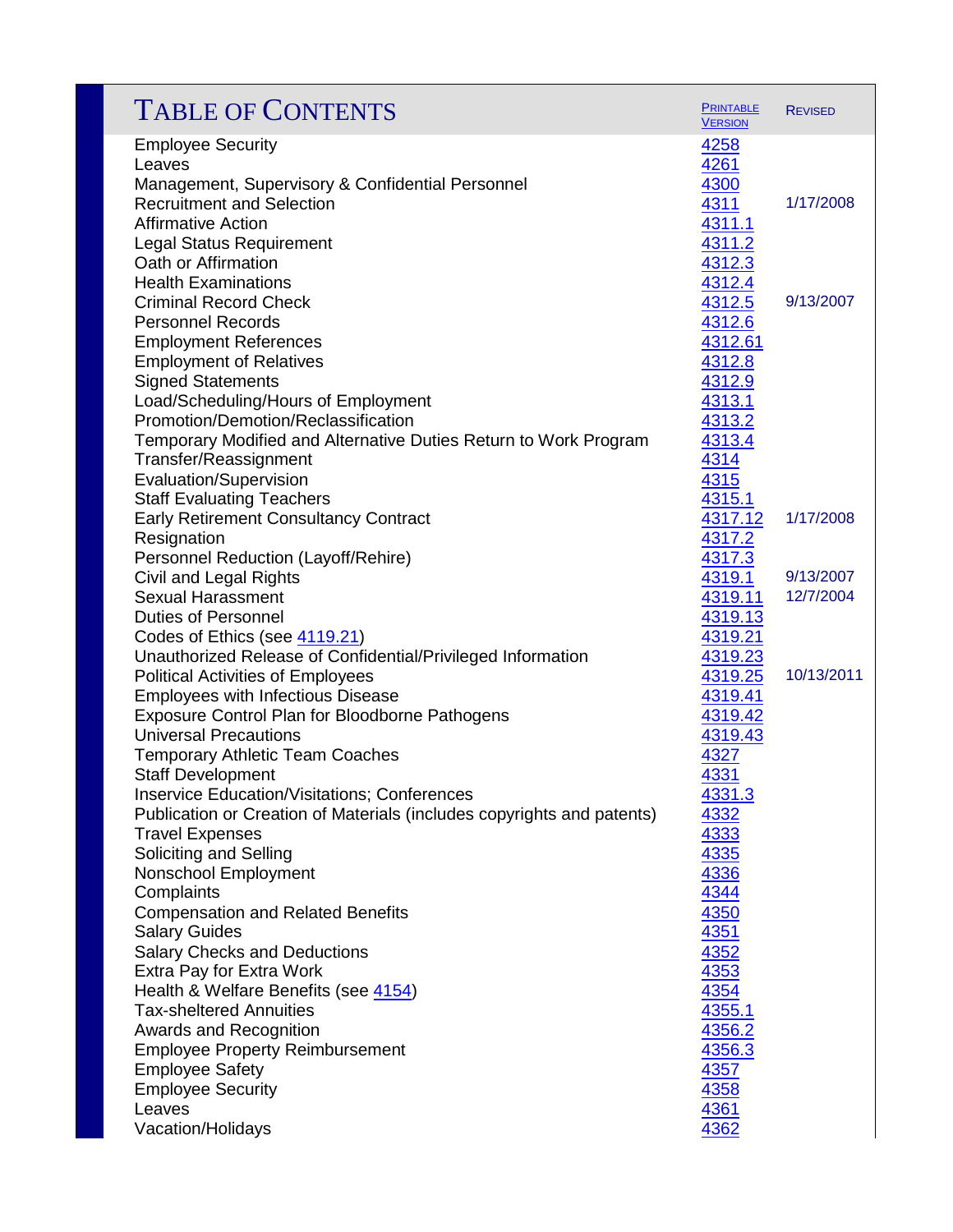# Table of Contents

| | Printable Version | Revised |
|---|---|---|
| Employee Security | 4258 | |
| Leaves | 4261 | |
| Management, Supervisory & Confidential Personnel | 4300 | |
| Recruitment and Selection | 4311 | 1/17/2008 |
| Affirmative Action | 4311.1 | |
| Legal Status Requirement | 4311.2 | |
| Oath or Affirmation | 4312.3 | |
| Health Examinations | 4312.4 | |
| Criminal Record Check | 4312.5 | 9/13/2007 |
| Personnel Records | 4312.6 | |
| Employment References | 4312.61 | |
| Employment of Relatives | 4312.8 | |
| Signed Statements | 4312.9 | |
| Load/Scheduling/Hours of Employment | 4313.1 | |
| Promotion/Demotion/Reclassification | 4313.2 | |
| Temporary Modified and Alternative Duties Return to Work Program | 4313.4 | |
| Transfer/Reassignment | 4314 | |
| Evaluation/Supervision | 4315 | |
| Staff Evaluating Teachers | 4315.1 | |
| Early Retirement Consultancy Contract | 4317.12 | 1/17/2008 |
| Resignation | 4317.2 | |
| Personnel Reduction (Layoff/Rehire) | 4317.3 | |
| Civil and Legal Rights | 4319.1 | 9/13/2007 |
| Sexual Harassment | 4319.11 | 12/7/2004 |
| Duties of Personnel | 4319.13 | |
| Codes of Ethics (see 4119.21) | 4319.21 | |
| Unauthorized Release of Confidential/Privileged Information | 4319.23 | |
| Political Activities of Employees | 4319.25 | 10/13/2011 |
| Employees with Infectious Disease | 4319.41 | |
| Exposure Control Plan for Bloodborne Pathogens | 4319.42 | |
| Universal Precautions | 4319.43 | |
| Temporary Athletic Team Coaches | 4327 | |
| Staff Development | 4331 | |
| Inservice Education/Visitations; Conferences | 4331.3 | |
| Publication or Creation of Materials (includes copyrights and patents) | 4332 | |
| Travel Expenses | 4333 | |
| Soliciting and Selling | 4335 | |
| Nonschool Employment | 4336 | |
| Complaints | 4344 | |
| Compensation and Related Benefits | 4350 | |
| Salary Guides | 4351 | |
| Salary Checks and Deductions | 4352 | |
| Extra Pay for Extra Work | 4353 | |
| Health & Welfare Benefits (see 4154) | 4354 | |
| Tax-sheltered Annuities | 4355.1 | |
| Awards and Recognition | 4356.2 | |
| Employee Property Reimbursement | 4356.3 | |
| Employee Safety | 4357 | |
| Employee Security | 4358 | |
| Leaves | 4361 | |
| Vacation/Holidays | 4362 | |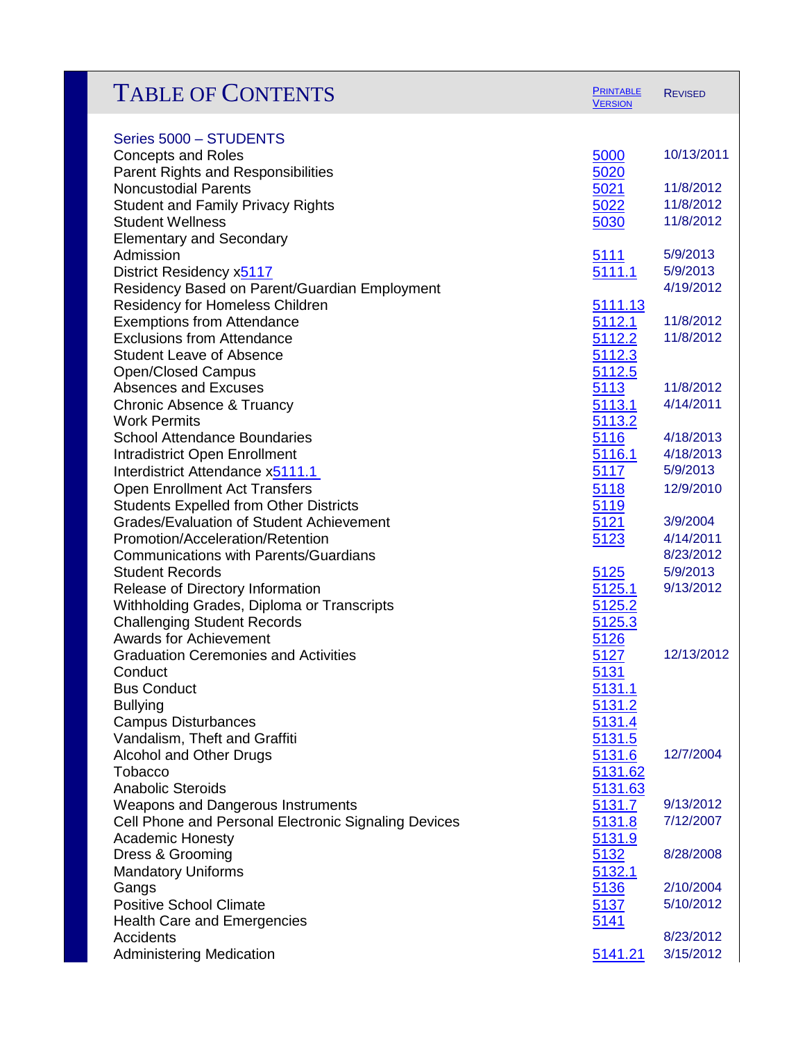# TABLE OF CONTENTS

| | Printable Version | Revised |
|---|---|---|
| **Series 5000 – STUDENTS** | | |
| Concepts and Roles | 5000 | 10/13/2011 |
| Parent Rights and Responsibilities | 5020 | |
| Noncustodial Parents | 5021 | 11/8/2012 |
| Student and Family Privacy Rights | 5022 | 11/8/2012 |
| Student Wellness | 5030 | 11/8/2012 |
| Elementary and Secondary | | |
| Admission | 5111 | 5/9/2013 |
| District Residency x5117 | 5111.1 | 5/9/2013 |
| Residency Based on Parent/Guardian Employment | | 4/19/2012 |
| Residency for Homeless Children | 5111.13 | |
| Exemptions from Attendance | 5112.1 | 11/8/2012 |
| Exclusions from Attendance | 5112.2 | 11/8/2012 |
| Student Leave of Absence | 5112.3 | |
| Open/Closed Campus | 5112.5 | |
| Absences and Excuses | 5113 | 11/8/2012 |
| Chronic Absence & Truancy | 5113.1 | 4/14/2011 |
| Work Permits | 5113.2 | |
| School Attendance Boundaries | 5116 | 4/18/2013 |
| Intradistrict Open Enrollment | 5116.1 | 4/18/2013 |
| Interdistrict Attendance x5111.1 | 5117 | 5/9/2013 |
| Open Enrollment Act Transfers | 5118 | 12/9/2010 |
| Students Expelled from Other Districts | 5119 | |
| Grades/Evaluation of Student Achievement | 5121 | 3/9/2004 |
| Promotion/Acceleration/Retention | 5123 | 4/14/2011 |
| Communications with Parents/Guardians | | 8/23/2012 |
| Student Records | 5125 | 5/9/2013 |
| Release of Directory Information | 5125.1 | 9/13/2012 |
| Withholding Grades, Diploma or Transcripts | 5125.2 | |
| Challenging Student Records | 5125.3 | |
| Awards for Achievement | 5126 | |
| Graduation Ceremonies and Activities | 5127 | 12/13/2012 |
| Conduct | 5131 | |
| Bus Conduct | 5131.1 | |
| Bullying | 5131.2 | |
| Campus Disturbances | 5131.4 | |
| Vandalism, Theft and Graffiti | 5131.5 | |
| Alcohol and Other Drugs | 5131.6 | 12/7/2004 |
| Tobacco | 5131.62 | |
| Anabolic Steroids | 5131.63 | |
| Weapons and Dangerous Instruments | 5131.7 | 9/13/2012 |
| Cell Phone and Personal Electronic Signaling Devices | 5131.8 | 7/12/2007 |
| Academic Honesty | 5131.9 | |
| Dress & Grooming | 5132 | 8/28/2008 |
| Mandatory Uniforms | 5132.1 | |
| Gangs | 5136 | 2/10/2004 |
| Positive School Climate | 5137 | 5/10/2012 |
| Health Care and Emergencies | 5141 | |
| Accidents | | 8/23/2012 |
| Administering Medication | 5141.21 | 3/15/2012 |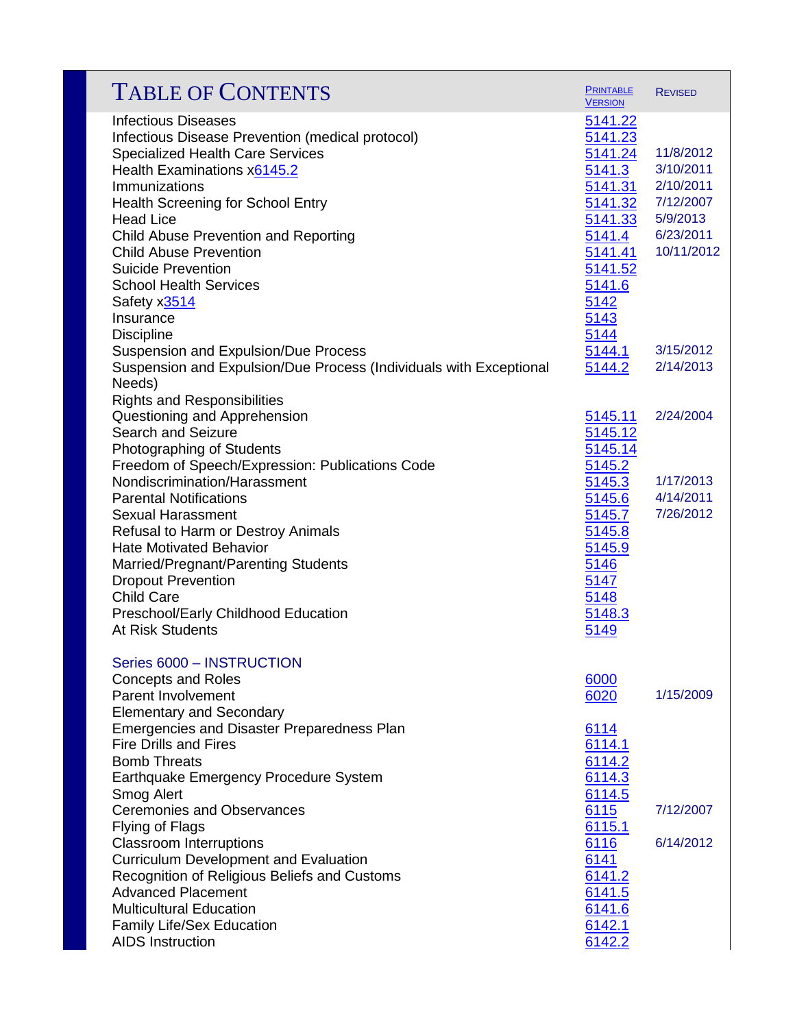# Table of Contents

| | Printable Version | Revised |
|---|---|---|
| Infectious Diseases | 5141.22 | |
| Infectious Disease Prevention (medical protocol) | 5141.23 | |
| Specialized Health Care Services | 5141.24 | 11/8/2012 |
| Health Examinations x6145.2 | 5141.3 | 3/10/2011 |
| Immunizations | 5141.31 | 2/10/2011 |
| Health Screening for School Entry | 5141.32 | 7/12/2007 |
| Head Lice | 5141.33 | 5/9/2013 |
| Child Abuse Prevention and Reporting | 5141.4 | 6/23/2011 |
| Child Abuse Prevention | 5141.41 | 10/11/2012 |
| Suicide Prevention | 5141.52 | |
| School Health Services | 5141.6 | |
| Safety x3514 | 5142 | |
| Insurance | 5143 | |
| Discipline | 5144 | |
| Suspension and Expulsion/Due Process | 5144.1 | 3/15/2012 |
| Suspension and Expulsion/Due Process (Individuals with Exceptional Needs) | 5144.2 | 2/14/2013 |
| Rights and Responsibilities | | |
| Questioning and Apprehension | 5145.11 | 2/24/2004 |
| Search and Seizure | 5145.12 | |
| Photographing of Students | 5145.14 | |
| Freedom of Speech/Expression: Publications Code | 5145.2 | |
| Nondiscrimination/Harassment | 5145.3 | 1/17/2013 |
| Parental Notifications | 5145.6 | 4/14/2011 |
| Sexual Harassment | 5145.7 | 7/26/2012 |
| Refusal to Harm or Destroy Animals | 5145.8 | |
| Hate Motivated Behavior | 5145.9 | |
| Married/Pregnant/Parenting Students | 5146 | |
| Dropout Prevention | 5147 | |
| Child Care | 5148 | |
| Preschool/Early Childhood Education | 5148.3 | |
| At Risk Students | 5149 | |
| **Series 6000 – INSTRUCTION** | | |
| Concepts and Roles | 6000 | |
| Parent Involvement | 6020 | 1/15/2009 |
| Elementary and Secondary | | |
| Emergencies and Disaster Preparedness Plan | 6114 | |
| Fire Drills and Fires | 6114.1 | |
| Bomb Threats | 6114.2 | |
| Earthquake Emergency Procedure System | 6114.3 | |
| Smog Alert | 6114.5 | |
| Ceremonies and Observances | 6115 | 7/12/2007 |
| Flying of Flags | 6115.1 | |
| Classroom Interruptions | 6116 | 6/14/2012 |
| Curriculum Development and Evaluation | 6141 | |
| Recognition of Religious Beliefs and Customs | 6141.2 | |
| Advanced Placement | 6141.5 | |
| Multicultural Education | 6141.6 | |
| Family Life/Sex Education | 6142.1 | |
| AIDS Instruction | 6142.2 | |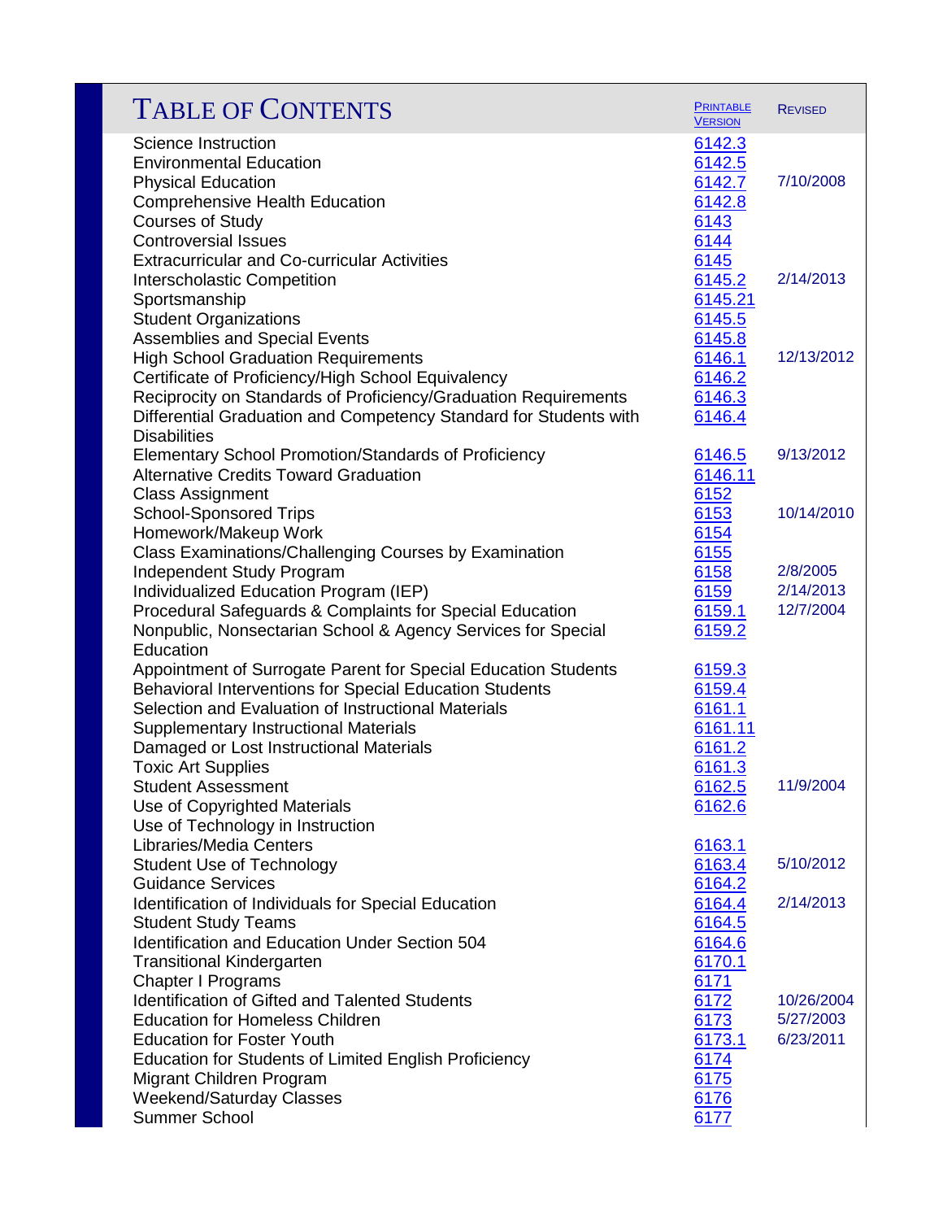| Table of Contents | Printable Version | Revised |
|---|---|---|
| Science Instruction | 6142.3 | |
| Environmental Education | 6142.5 | |
| Physical Education | 6142.7 | 7/10/2008 |
| Comprehensive Health Education | 6142.8 | |
| Courses of Study | 6143 | |
| Controversial Issues | 6144 | |
| Extracurricular and Co-curricular Activities | 6145 | |
| Interscholastic Competition | 6145.2 | 2/14/2013 |
| Sportsmanship | 6145.21 | |
| Student Organizations | 6145.5 | |
| Assemblies and Special Events | 6145.8 | |
| High School Graduation Requirements | 6146.1 | 12/13/2012 |
| Certificate of Proficiency/High School Equivalency | 6146.2 | |
| Reciprocity on Standards of Proficiency/Graduation Requirements | 6146.3 | |
| Differential Graduation and Competency Standard for Students with Disabilities | 6146.4 | |
| Elementary School Promotion/Standards of Proficiency | 6146.5 | 9/13/2012 |
| Alternative Credits Toward Graduation | 6146.11 | |
| Class Assignment | 6152 | |
| School-Sponsored Trips | 6153 | 10/14/2010 |
| Homework/Makeup Work | 6154 | |
| Class Examinations/Challenging Courses by Examination | 6155 | |
| Independent Study Program | 6158 | 2/8/2005 |
| Individualized Education Program (IEP) | 6159 | 2/14/2013 |
| Procedural Safeguards & Complaints for Special Education | 6159.1 | 12/7/2004 |
| Nonpublic, Nonsectarian School & Agency Services for Special Education | 6159.2 | |
| Appointment of Surrogate Parent for Special Education Students | 6159.3 | |
| Behavioral Interventions for Special Education Students | 6159.4 | |
| Selection and Evaluation of Instructional Materials | 6161.1 | |
| Supplementary Instructional Materials | 6161.11 | |
| Damaged or Lost Instructional Materials | 6161.2 | |
| Toxic Art Supplies | 6161.3 | |
| Student Assessment | 6162.5 | 11/9/2004 |
| Use of Copyrighted Materials | 6162.6 | |
| Use of Technology in Instruction | | |
| Libraries/Media Centers | 6163.1 | |
| Student Use of Technology | 6163.4 | 5/10/2012 |
| Guidance Services | 6164.2 | |
| Identification of Individuals for Special Education | 6164.4 | 2/14/2013 |
| Student Study Teams | 6164.5 | |
| Identification and Education Under Section 504 | 6164.6 | |
| Transitional Kindergarten | 6170.1 | |
| Chapter I Programs | 6171 | |
| Identification of Gifted and Talented Students | 6172 | 10/26/2004 |
| Education for Homeless Children | 6173 | 5/27/2003 |
| Education for Foster Youth | 6173.1 | 6/23/2011 |
| Education for Students of Limited English Proficiency | 6174 | |
| Migrant Children Program | 6175 | |
| Weekend/Saturday Classes | 6176 | |
| Summer School | 6177 | |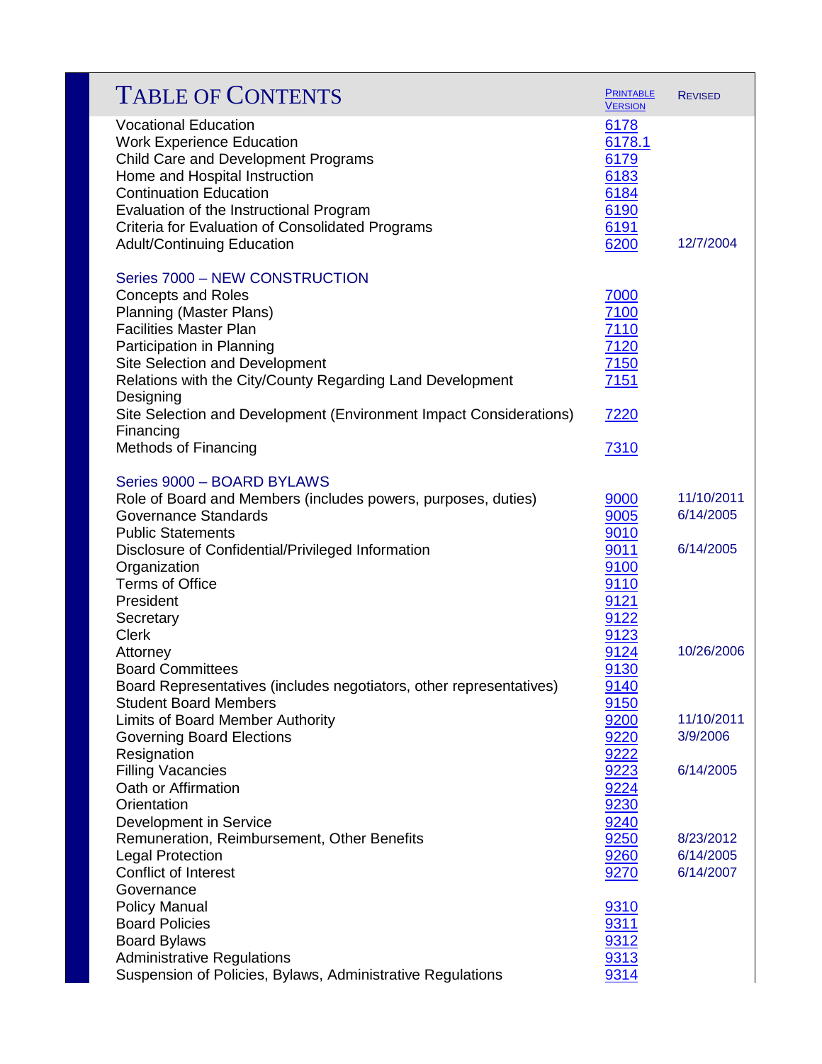| TABLE OF CONTENTS | PRINTABLE VERSION | REVISED |
|---|---|---|
| Vocational Education | 6178 | |
| Work Experience Education | 6178.1 | |
| Child Care and Development Programs | 6179 | |
| Home and Hospital Instruction | 6183 | |
| Continuation Education | 6184 | |
| Evaluation of the Instructional Program | 6190 | |
| Criteria for Evaluation of Consolidated Programs | 6191 | |
| Adult/Continuing Education | 6200 | 12/7/2004 |
| | | |
| **Series 7000 – NEW CONSTRUCTION** | | |
| Concepts and Roles | 7000 | |
| Planning (Master Plans) | 7100 | |
| Facilities Master Plan | 7110 | |
| Participation in Planning | 7120 | |
| Site Selection and Development | 7150 | |
| Relations with the City/County Regarding Land Development | 7151 | |
| Designing | | |
| Site Selection and Development (Environment Impact Considerations) | 7220 | |
| Financing | | |
| Methods of Financing | 7310 | |
| | | |
| **Series 9000 – BOARD BYLAWS** | | |
| Role of Board and Members (includes powers, purposes, duties) | 9000 | 11/10/2011 |
| Governance Standards | 9005 | 6/14/2005 |
| Public Statements | 9010 | |
| Disclosure of Confidential/Privileged Information | 9011 | 6/14/2005 |
| Organization | 9100 | |
| Terms of Office | 9110 | |
| President | 9121 | |
| Secretary | 9122 | |
| Clerk | 9123 | |
| Attorney | 9124 | 10/26/2006 |
| Board Committees | 9130 | |
| Board Representatives (includes negotiators, other representatives) | 9140 | |
| Student Board Members | 9150 | |
| Limits of Board Member Authority | 9200 | 11/10/2011 |
| Governing Board Elections | 9220 | 3/9/2006 |
| Resignation | 9222 | |
| Filling Vacancies | 9223 | 6/14/2005 |
| Oath or Affirmation | 9224 | |
| Orientation | 9230 | |
| Development in Service | 9240 | |
| Remuneration, Reimbursement, Other Benefits | 9250 | 8/23/2012 |
| Legal Protection | 9260 | 6/14/2005 |
| Conflict of Interest | 9270 | 6/14/2007 |
| Governance | | |
| Policy Manual | 9310 | |
| Board Policies | 9311 | |
| Board Bylaws | 9312 | |
| Administrative Regulations | 9313 | |
| Suspension of Policies, Bylaws, Administrative Regulations | 9314 | |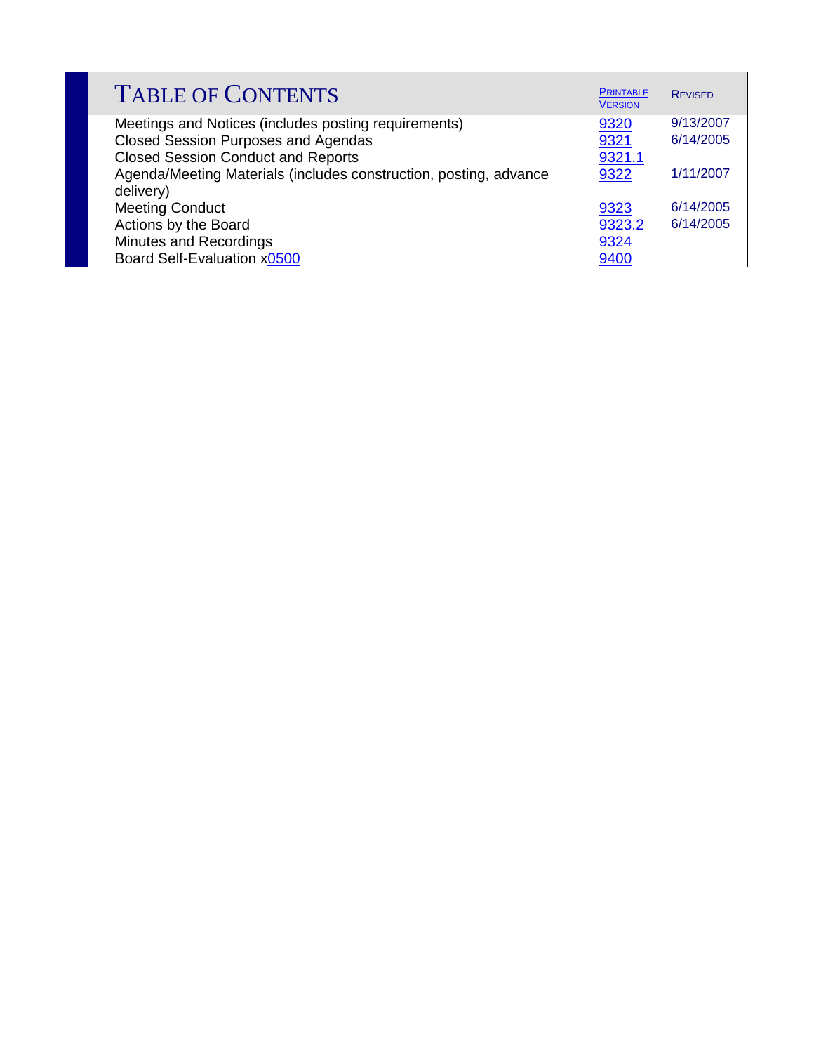| TABLE OF CONTENTS | PRINTABLE VERSION | REVISED |
| --- | --- | --- |
| Meetings and Notices (includes posting requirements) | 9320 | 9/13/2007 |
| Closed Session Purposes and Agendas | 9321 | 6/14/2005 |
| Closed Session Conduct and Reports | 9321.1 | |
| Agenda/Meeting Materials (includes construction, posting, advance delivery) | 9322 | 1/11/2007 |
| Meeting Conduct | 9323 | 6/14/2005 |
| Actions by the Board | 9323.2 | 6/14/2005 |
| Minutes and Recordings | 9324 | |
| Board Self-Evaluation x0500 | 9400 | |